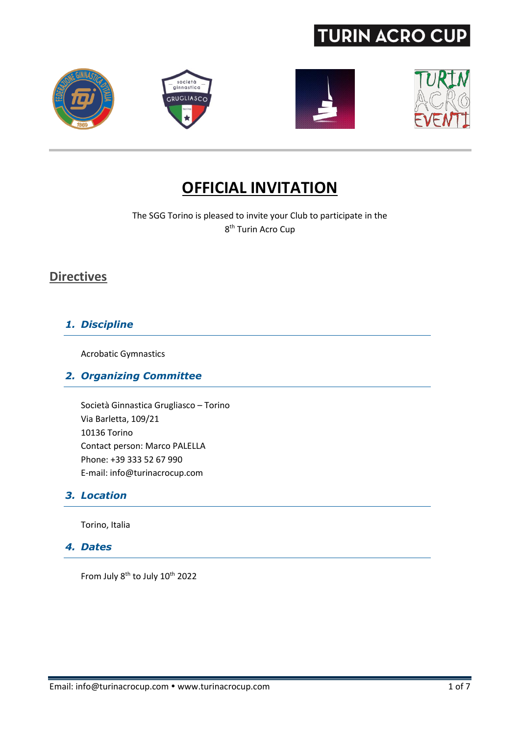# OFFICIAL INVITATION

The SGG Torino is pleased to invite your Club to participate in the 8th Turin Acro Cup

## Directives

### *1. Discipline*

Acrobatic Gymnastics

### *2. Organizing Committee*

Società Ginnastica Grugliasco – Torino
Via Barletta, 109/21
10136 Torino
Contact person: Marco PALELLA
Phone: +39 333 52 67 990
E-mail: info@turinacrocup.com

### *3. Location*

Torino, Italia

### *4. Dates*

From July 8th to July 10th 2022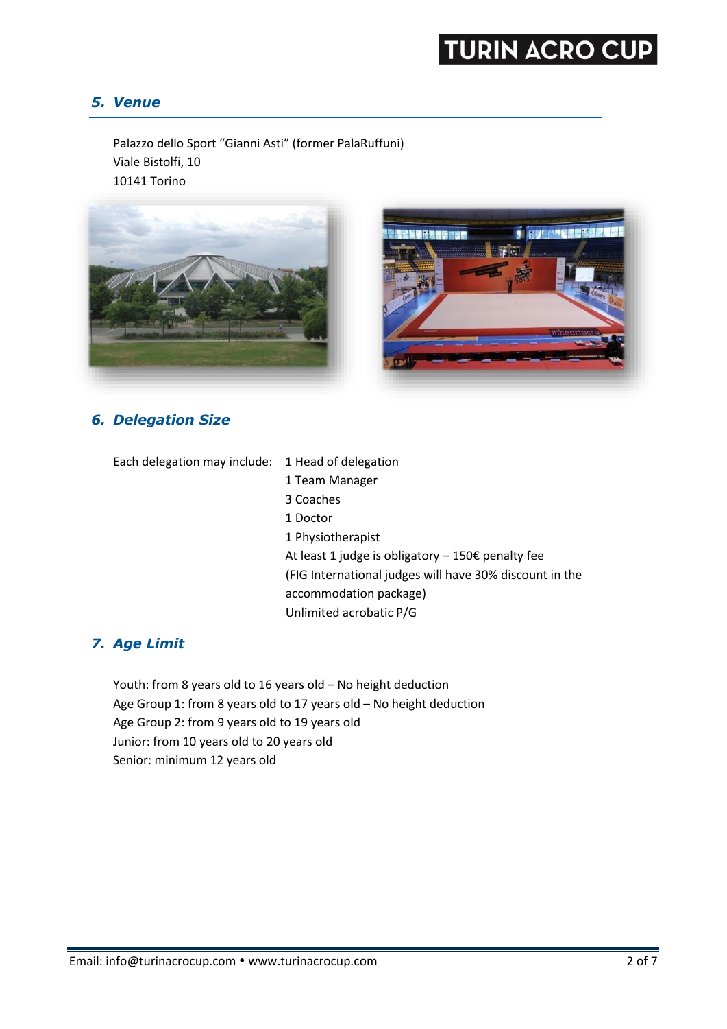## *5. Venue*

Palazzo dello Sport "Gianni Asti" (former PalaRuffuni)
Viale Bistolfi, 10
10141 Torino

## *6. Delegation Size*

Each delegation may include:

- 1 Head of delegation
- 1 Team Manager
- 3 Coaches
- 1 Doctor
- 1 Physiotherapist
- At least 1 judge is obligatory – 150€ penalty fee (FIG International judges will have 30% discount in the accommodation package)
- Unlimited acrobatic P/G

## *7. Age Limit*

Youth: from 8 years old to 16 years old – No height deduction
Age Group 1: from 8 years old to 17 years old – No height deduction
Age Group 2: from 9 years old to 19 years old
Junior: from 10 years old to 20 years old
Senior: minimum 12 years old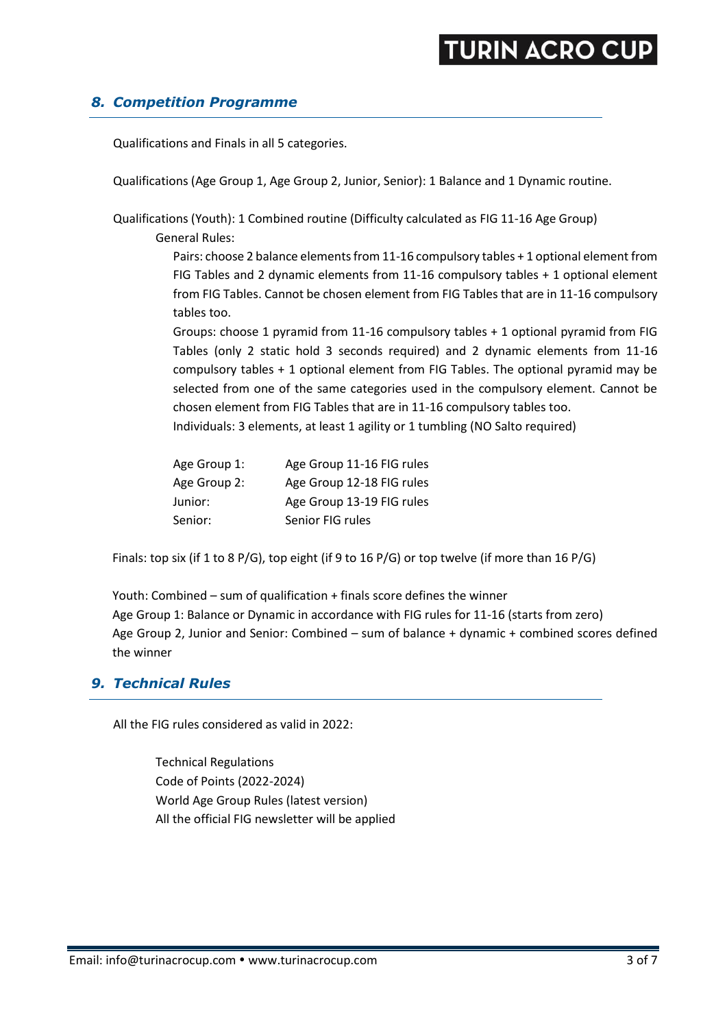## *8. Competition Programme*

Qualifications and Finals in all 5 categories.

Qualifications (Age Group 1, Age Group 2, Junior, Senior): 1 Balance and 1 Dynamic routine.

Qualifications (Youth): 1 Combined routine (Difficulty calculated as FIG 11-16 Age Group)

General Rules:

Pairs: choose 2 balance elements from 11-16 compulsory tables + 1 optional element from FIG Tables and 2 dynamic elements from 11-16 compulsory tables + 1 optional element from FIG Tables. Cannot be chosen element from FIG Tables that are in 11-16 compulsory tables too.

Groups: choose 1 pyramid from 11-16 compulsory tables + 1 optional pyramid from FIG Tables (only 2 static hold 3 seconds required) and 2 dynamic elements from 11-16 compulsory tables + 1 optional element from FIG Tables. The optional pyramid may be selected from one of the same categories used in the compulsory element. Cannot be chosen element from FIG Tables that are in 11-16 compulsory tables too.

Individuals: 3 elements, at least 1 agility or 1 tumbling (NO Salto required)

| | |
|---|---|
| Age Group 1: | Age Group 11-16 FIG rules |
| Age Group 2: | Age Group 12-18 FIG rules |
| Junior: | Age Group 13-19 FIG rules |
| Senior: | Senior FIG rules |

Finals: top six (if 1 to 8 P/G), top eight (if 9 to 16 P/G) or top twelve (if more than 16 P/G)

Youth: Combined – sum of qualification + finals score defines the winner
Age Group 1: Balance or Dynamic in accordance with FIG rules for 11-16 (starts from zero)
Age Group 2, Junior and Senior: Combined – sum of balance + dynamic + combined scores defined the winner

## *9. Technical Rules*

All the FIG rules considered as valid in 2022:

Technical Regulations
Code of Points (2022-2024)
World Age Group Rules (latest version)
All the official FIG newsletter will be applied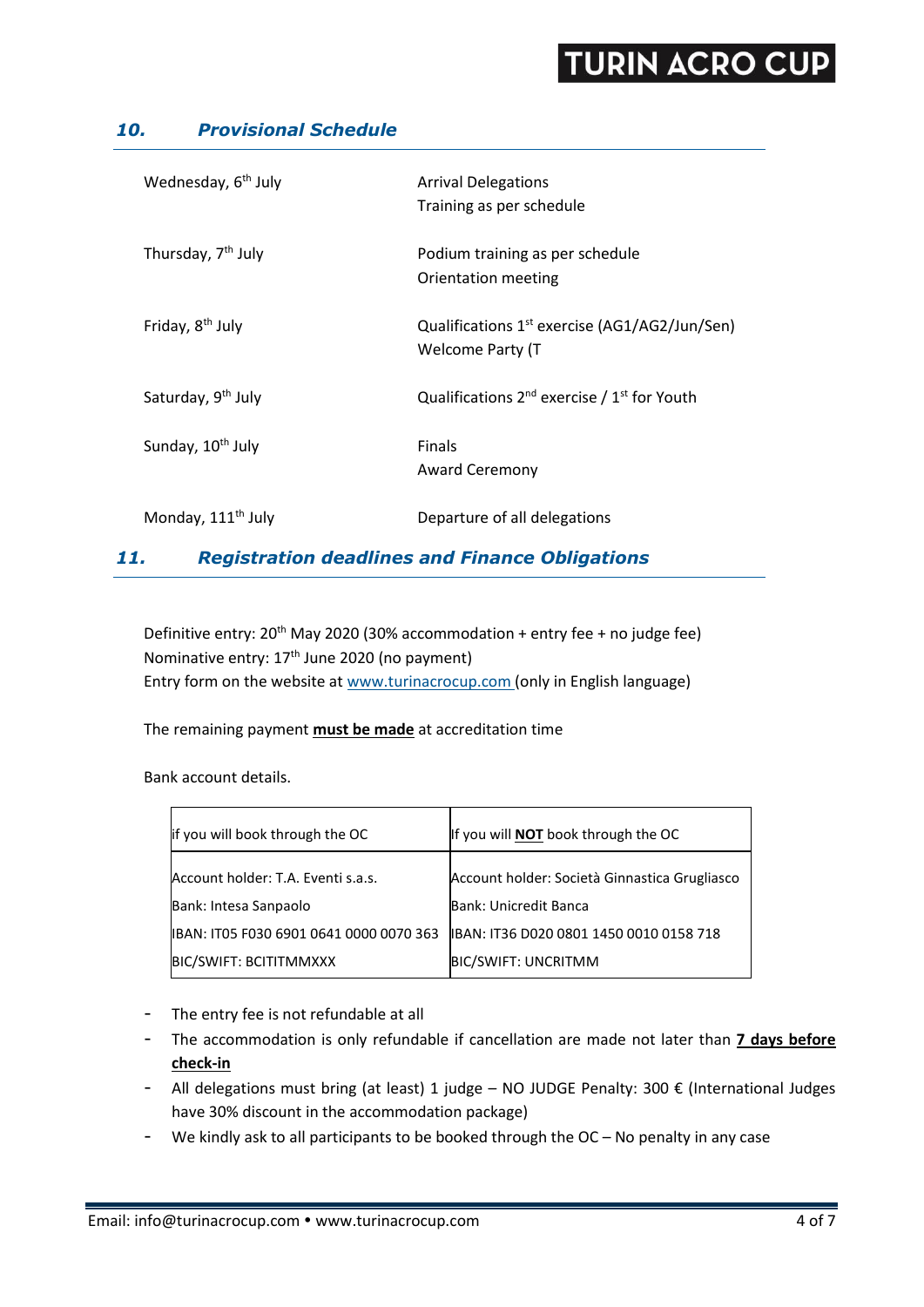## *10. Provisional Schedule*

| | |
|---|---|
| Wednesday, 6th July | Arrival Delegations<br>Training as per schedule |
| Thursday, 7th July | Podium training as per schedule<br>Orientation meeting |
| Friday, 8th July | Qualifications 1st exercise (AG1/AG2/Jun/Sen)<br>Welcome Party (T |
| Saturday, 9th July | Qualifications 2nd exercise / 1st for Youth |
| Sunday, 10th July | Finals<br>Award Ceremony |
| Monday, 111th July | Departure of all delegations |

## *11. Registration deadlines and Finance Obligations*

Definitive entry: 20th May 2020 (30% accommodation + entry fee + no judge fee)
Nominative entry: 17th June 2020 (no payment)
Entry form on the website at www.turinacrocup.com (only in English language)

The remaining payment **<u>must be made</u>** at accreditation time

Bank account details.

| if you will book through the OC | If you will **<u>NOT</u>** book through the OC |
|---|---|
| Account holder: T.A. Eventi s.a.s. | Account holder: Società Ginnastica Grugliasco |
| Bank: Intesa Sanpaolo | Bank: Unicredit Banca |
| IBAN: IT05 F030 6901 0641 0000 0070 363 | IBAN: IT36 D020 0801 1450 0010 0158 718 |
| BIC/SWIFT: BCITITMMXXX | BIC/SWIFT: UNCRITMM |

- The entry fee is not refundable at all
- The accommodation is only refundable if cancellation are made not later than **<u>7 days before check-in</u>**
- All delegations must bring (at least) 1 judge – NO JUDGE Penalty: 300 € (International Judges have 30% discount in the accommodation package)
- We kindly ask to all participants to be booked through the OC – No penalty in any case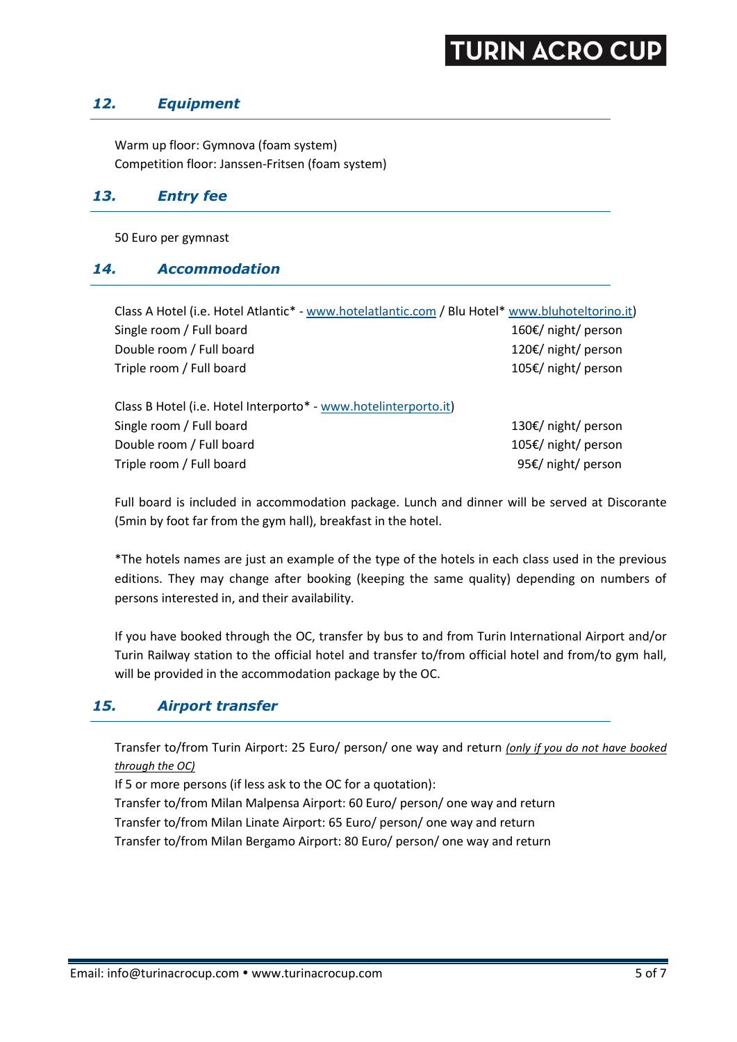## *12. Equipment*

Warm up floor: Gymnova (foam system)
Competition floor: Janssen-Fritsen (foam system)

## *13. Entry fee*

50 Euro per gymnast

## *14. Accommodation*

Class A Hotel (i.e. Hotel Atlantic* - www.hotelatlantic.com / Blu Hotel* www.bluhoteltorino.it)

| | |
|---|---|
| Single room / Full board | 160€/ night/ person |
| Double room / Full board | 120€/ night/ person |
| Triple room / Full board | 105€/ night/ person |

Class B Hotel (i.e. Hotel Interporto* - www.hotelinterporto.it)

| | |
|---|---|
| Single room / Full board | 130€/ night/ person |
| Double room / Full board | 105€/ night/ person |
| Triple room / Full board | 95€/ night/ person |

Full board is included in accommodation package. Lunch and dinner will be served at Discorante (5min by foot far from the gym hall), breakfast in the hotel.

*The hotels names are just an example of the type of the hotels in each class used in the previous editions. They may change after booking (keeping the same quality) depending on numbers of persons interested in, and their availability.

If you have booked through the OC, transfer by bus to and from Turin International Airport and/or Turin Railway station to the official hotel and transfer to/from official hotel and from/to gym hall, will be provided in the accommodation package by the OC.

## *15. Airport transfer*

Transfer to/from Turin Airport: 25 Euro/ person/ one way and return *(only if you do not have booked through the OC)*
If 5 or more persons (if less ask to the OC for a quotation):
Transfer to/from Milan Malpensa Airport: 60 Euro/ person/ one way and return
Transfer to/from Milan Linate Airport: 65 Euro/ person/ one way and return
Transfer to/from Milan Bergamo Airport: 80 Euro/ person/ one way and return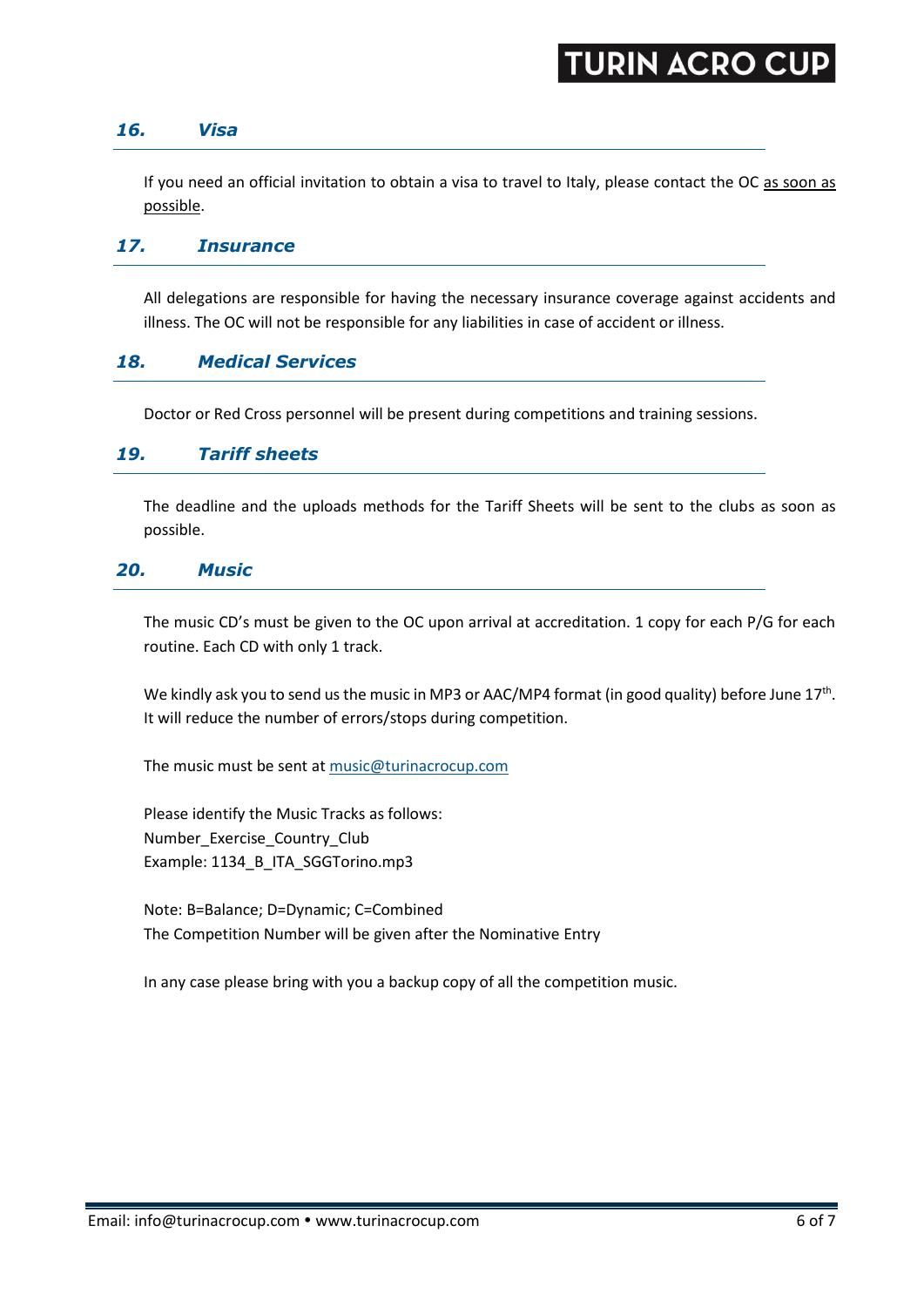## *16. Visa*

If you need an official invitation to obtain a visa to travel to Italy, please contact the OC as soon as possible.

## *17. Insurance*

All delegations are responsible for having the necessary insurance coverage against accidents and illness. The OC will not be responsible for any liabilities in case of accident or illness.

## *18. Medical Services*

Doctor or Red Cross personnel will be present during competitions and training sessions.

## *19. Tariff sheets*

The deadline and the uploads methods for the Tariff Sheets will be sent to the clubs as soon as possible.

## *20. Music*

The music CD's must be given to the OC upon arrival at accreditation. 1 copy for each P/G for each routine. Each CD with only 1 track.

We kindly ask you to send us the music in MP3 or AAC/MP4 format (in good quality) before June 17th. It will reduce the number of errors/stops during competition.

The music must be sent at music@turinacrocup.com

Please identify the Music Tracks as follows:
Number_Exercise_Country_Club
Example: 1134_B_ITA_SGGTorino.mp3

Note: B=Balance; D=Dynamic; C=Combined
The Competition Number will be given after the Nominative Entry

In any case please bring with you a backup copy of all the competition music.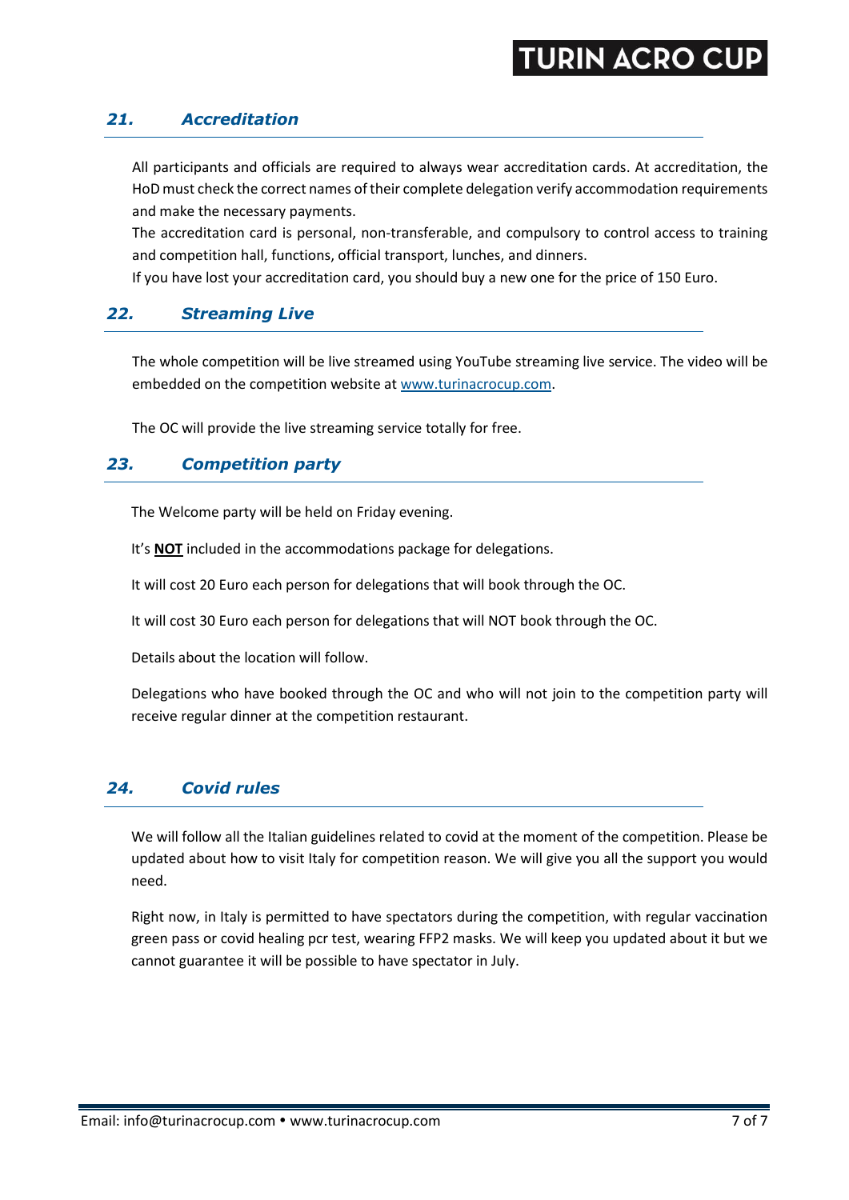## *21. Accreditation*

All participants and officials are required to always wear accreditation cards. At accreditation, the HoD must check the correct names of their complete delegation verify accommodation requirements and make the necessary payments.

The accreditation card is personal, non-transferable, and compulsory to control access to training and competition hall, functions, official transport, lunches, and dinners.

If you have lost your accreditation card, you should buy a new one for the price of 150 Euro.

## *22. Streaming Live*

The whole competition will be live streamed using YouTube streaming live service. The video will be embedded on the competition website at www.turinacrocup.com.

The OC will provide the live streaming service totally for free.

## *23. Competition party*

The Welcome party will be held on Friday evening.

It's **NOT** included in the accommodations package for delegations.

It will cost 20 Euro each person for delegations that will book through the OC.

It will cost 30 Euro each person for delegations that will NOT book through the OC.

Details about the location will follow.

Delegations who have booked through the OC and who will not join to the competition party will receive regular dinner at the competition restaurant.

## *24. Covid rules*

We will follow all the Italian guidelines related to covid at the moment of the competition. Please be updated about how to visit Italy for competition reason. We will give you all the support you would need.

Right now, in Italy is permitted to have spectators during the competition, with regular vaccination green pass or covid healing pcr test, wearing FFP2 masks. We will keep you updated about it but we cannot guarantee it will be possible to have spectator in July.